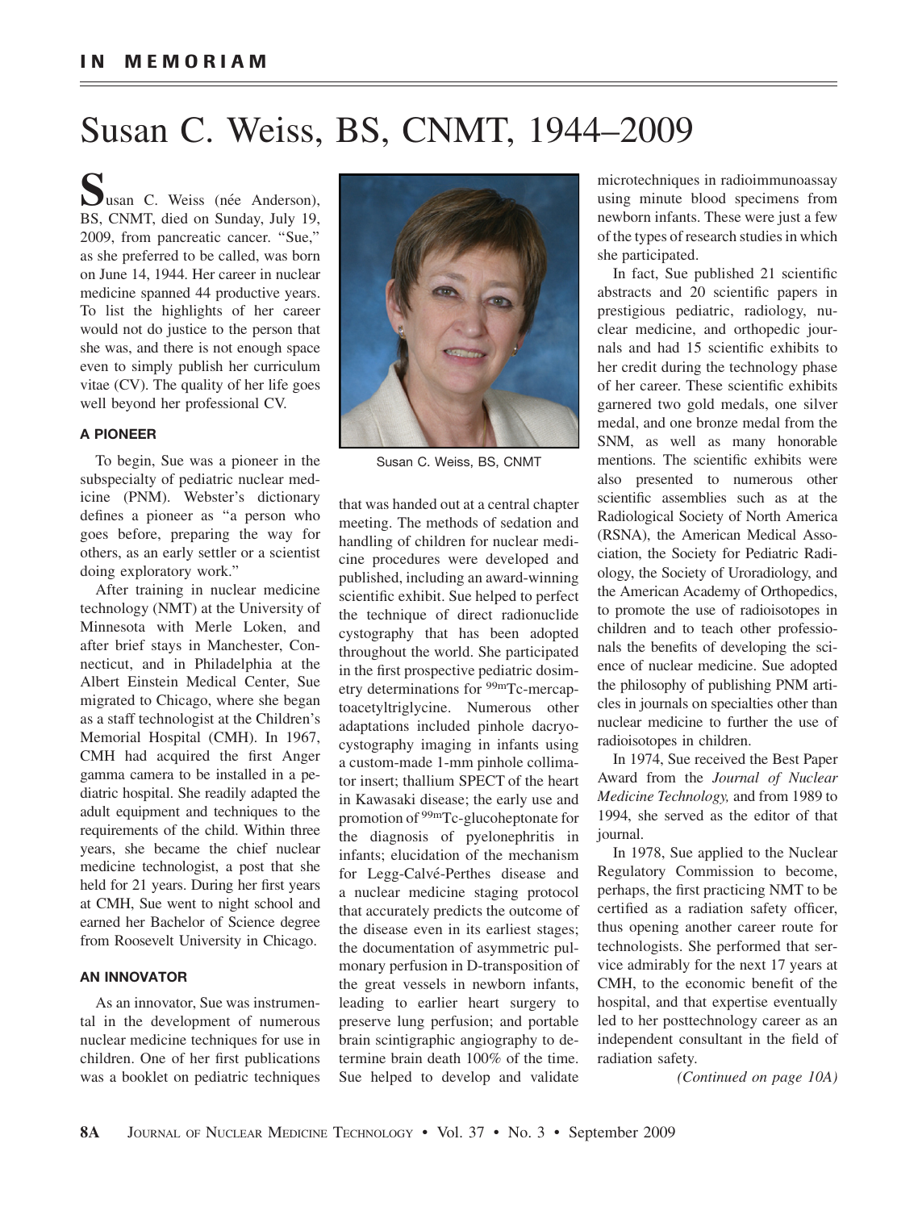# IN MEMORIAM

# Susan C. Weiss, BS, CNMT, 1944–2009

Susan C. Weiss (née Anderson), BS, CNMT, died on Sunday, July 19, 2009, from pancreatic cancer. "Sue," as she preferred to be called, was born on June 14, 1944. Her career in nuclear medicine spanned 44 productive years. To list the highlights of her career would not do justice to the person that she was, and there is not enough space even to simply publish her curriculum vitae (CV). The quality of her life goes well beyond her professional CV.

Susan C. Weiss, BS, CNMT

### A PIONEER

To begin, Sue was a pioneer in the subspecialty of pediatric nuclear medicine (PNM). Webster's dictionary defines a pioneer as "a person who goes before, preparing the way for others, as an early settler or a scientist doing exploratory work."

After training in nuclear medicine technology (NMT) at the University of Minnesota with Merle Loken, and after brief stays in Manchester, Connecticut, and in Philadelphia at the Albert Einstein Medical Center, Sue migrated to Chicago, where she began as a staff technologist at the Children's Memorial Hospital (CMH). In 1967, CMH had acquired the first Anger gamma camera to be installed in a pediatric hospital. She readily adapted the adult equipment and techniques to the requirements of the child. Within three years, she became the chief nuclear medicine technologist, a post that she held for 21 years. During her first years at CMH, Sue went to night school and earned her Bachelor of Science degree from Roosevelt University in Chicago.

### AN INNOVATOR

As an innovator, Sue was instrumental in the development of numerous nuclear medicine techniques for use in children. One of her first publications was a booklet on pediatric techniques that was handed out at a central chapter meeting. The methods of sedation and handling of children for nuclear medicine procedures were developed and published, including an award-winning scientific exhibit. Sue helped to perfect the technique of direct radionuclide cystography that has been adopted throughout the world. She participated in the first prospective pediatric dosimetry determinations for $^{99m}$Tc-mercaptoacetyltriglycine. Numerous other adaptations included pinhole dacryocystography imaging in infants using a custom-made 1-mm pinhole collimator insert; thallium SPECT of the heart in Kawasaki disease; the early use and promotion of $^{99m}$Tc-glucoheptonate for the diagnosis of pyelonephritis in infants; elucidation of the mechanism for Legg-Calvé-Perthes disease and a nuclear medicine staging protocol that accurately predicts the outcome of the disease even in its earliest stages; the documentation of asymmetric pulmonary perfusion in D-transposition of the great vessels in newborn infants, leading to earlier heart surgery to preserve lung perfusion; and portable brain scintigraphic angiography to determine brain death 100% of the time. Sue helped to develop and validate microtechniques in radioimmunoassay using minute blood specimens from newborn infants. These were just a few of the types of research studies in which she participated.

In fact, Sue published 21 scientific abstracts and 20 scientific papers in prestigious pediatric, radiology, nuclear medicine, and orthopedic journals and had 15 scientific exhibits to her credit during the technology phase of her career. These scientific exhibits garnered two gold medals, one silver medal, and one bronze medal from the SNM, as well as many honorable mentions. The scientific exhibits were also presented to numerous other scientific assemblies such as at the Radiological Society of North America (RSNA), the American Medical Association, the Society for Pediatric Radiology, the Society of Uroradiology, and the American Academy of Orthopedics, to promote the use of radioisotopes in children and to teach other professionals the benefits of developing the science of nuclear medicine. Sue adopted the philosophy of publishing PNM articles in journals on specialties other than nuclear medicine to further the use of radioisotopes in children.

In 1974, Sue received the Best Paper Award from the *Journal of Nuclear Medicine Technology,* and from 1989 to 1994, she served as the editor of that journal.

In 1978, Sue applied to the Nuclear Regulatory Commission to become, perhaps, the first practicing NMT to be certified as a radiation safety officer, thus opening another career route for technologists. She performed that service admirably for the next 17 years at CMH, to the economic benefit of the hospital, and that expertise eventually led to her posttechnology career as an independent consultant in the field of radiation safety.

*(Continued on page 10A)*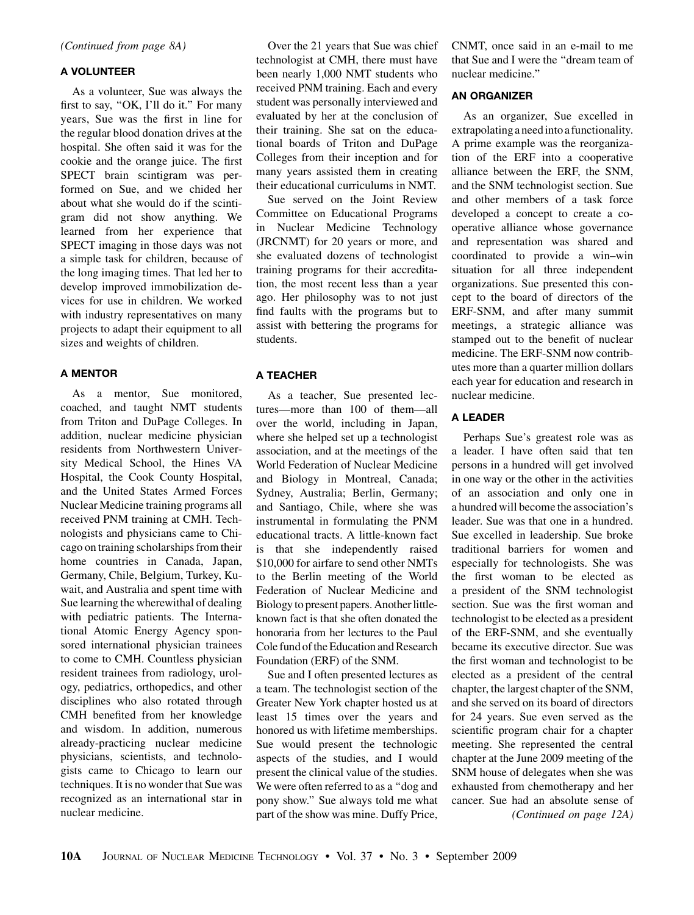*(Continued from page 8A)*

### A VOLUNTEER

As a volunteer, Sue was always the first to say, "OK, I'll do it." For many years, Sue was the first in line for the regular blood donation drives at the hospital. She often said it was for the cookie and the orange juice. The first SPECT brain scintigram was performed on Sue, and we chided her about what she would do if the scintigram did not show anything. We learned from her experience that SPECT imaging in those days was not a simple task for children, because of the long imaging times. That led her to develop improved immobilization devices for use in children. We worked with industry representatives on many projects to adapt their equipment to all sizes and weights of children.

### A MENTOR

As a mentor, Sue monitored, coached, and taught NMT students from Triton and DuPage Colleges. In addition, nuclear medicine physician residents from Northwestern University Medical School, the Hines VA Hospital, the Cook County Hospital, and the United States Armed Forces Nuclear Medicine training programs all received PNM training at CMH. Technologists and physicians came to Chicago on training scholarships from their home countries in Canada, Japan, Germany, Chile, Belgium, Turkey, Kuwait, and Australia and spent time with Sue learning the wherewithal of dealing with pediatric patients. The International Atomic Energy Agency sponsored international physician trainees to come to CMH. Countless physician resident trainees from radiology, urology, pediatrics, orthopedics, and other disciplines who also rotated through CMH benefited from her knowledge and wisdom. In addition, numerous already-practicing nuclear medicine physicians, scientists, and technologists came to Chicago to learn our techniques. It is no wonder that Sue was recognized as an international star in nuclear medicine.

Over the 21 years that Sue was chief technologist at CMH, there must have been nearly 1,000 NMT students who received PNM training. Each and every student was personally interviewed and evaluated by her at the conclusion of their training. She sat on the educational boards of Triton and DuPage Colleges from their inception and for many years assisted them in creating their educational curriculums in NMT.

Sue served on the Joint Review Committee on Educational Programs in Nuclear Medicine Technology (JRCNMT) for 20 years or more, and she evaluated dozens of technologist training programs for their accreditation, the most recent less than a year ago. Her philosophy was to not just find faults with the programs but to assist with bettering the programs for students.

### A TEACHER

As a teacher, Sue presented lectures—more than 100 of them—all over the world, including in Japan, where she helped set up a technologist association, and at the meetings of the World Federation of Nuclear Medicine and Biology in Montreal, Canada; Sydney, Australia; Berlin, Germany; and Santiago, Chile, where she was instrumental in formulating the PNM educational tracts. A little-known fact is that she independently raised $10,000 for airfare to send other NMTs to the Berlin meeting of the World Federation of Nuclear Medicine and Biology to present papers. Another little-known fact is that she often donated the honoraria from her lectures to the Paul Cole fund of the Education and Research Foundation (ERF) of the SNM.

Sue and I often presented lectures as a team. The technologist section of the Greater New York chapter hosted us at least 15 times over the years and honored us with lifetime memberships. Sue would present the technologic aspects of the studies, and I would present the clinical value of the studies. We were often referred to as a "dog and pony show." Sue always told me what part of the show was mine. Duffy Price, CNMT, once said in an e-mail to me that Sue and I were the "dream team of nuclear medicine."

### AN ORGANIZER

As an organizer, Sue excelled in extrapolating a need into a functionality. A prime example was the reorganization of the ERF into a cooperative alliance between the ERF, the SNM, and the SNM technologist section. Sue and other members of a task force developed a concept to create a cooperative alliance whose governance and representation was shared and coordinated to provide a win–win situation for all three independent organizations. Sue presented this concept to the board of directors of the ERF-SNM, and after many summit meetings, a strategic alliance was stamped out to the benefit of nuclear medicine. The ERF-SNM now contributes more than a quarter million dollars each year for education and research in nuclear medicine.

### A LEADER

Perhaps Sue's greatest role was as a leader. I have often said that ten persons in a hundred will get involved in one way or the other in the activities of an association and only one in a hundred will become the association's leader. Sue was that one in a hundred. Sue excelled in leadership. Sue broke traditional barriers for women and especially for technologists. She was the first woman to be elected as a president of the SNM technologist section. Sue was the first woman and technologist to be elected as a president of the ERF-SNM, and she eventually became its executive director. Sue was the first woman and technologist to be elected as a president of the central chapter, the largest chapter of the SNM, and she served on its board of directors for 24 years. Sue even served as the scientific program chair for a chapter meeting. She represented the central chapter at the June 2009 meeting of the SNM house of delegates when she was exhausted from chemotherapy and her cancer. Sue had an absolute sense of

*(Continued on page 12A)*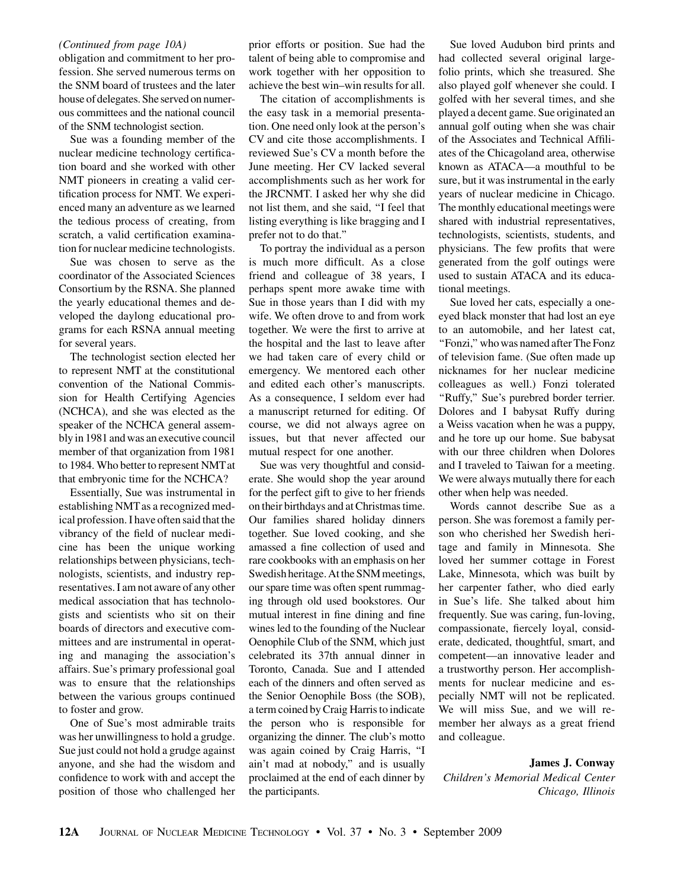*(Continued from page 10A)*

obligation and commitment to her profession. She served numerous terms on the SNM board of trustees and the later house of delegates. She served on numerous committees and the national council of the SNM technologist section.

Sue was a founding member of the nuclear medicine technology certification board and she worked with other NMT pioneers in creating a valid certification process for NMT. We experienced many an adventure as we learned the tedious process of creating, from scratch, a valid certification examination for nuclear medicine technologists.

Sue was chosen to serve as the coordinator of the Associated Sciences Consortium by the RSNA. She planned the yearly educational themes and developed the daylong educational programs for each RSNA annual meeting for several years.

The technologist section elected her to represent NMT at the constitutional convention of the National Commission for Health Certifying Agencies (NCHCA), and she was elected as the speaker of the NCHCA general assembly in 1981 and was an executive council member of that organization from 1981 to 1984. Who better to represent NMT at that embryonic time for the NCHCA?

Essentially, Sue was instrumental in establishing NMT as a recognized medical profession. I have often said that the vibrancy of the field of nuclear medicine has been the unique working relationships between physicians, technologists, scientists, and industry representatives. I am not aware of any other medical association that has technologists and scientists who sit on their boards of directors and executive committees and are instrumental in operating and managing the association's affairs. Sue's primary professional goal was to ensure that the relationships between the various groups continued to foster and grow.

One of Sue's most admirable traits was her unwillingness to hold a grudge. Sue just could not hold a grudge against anyone, and she had the wisdom and confidence to work with and accept the position of those who challenged her prior efforts or position. Sue had the talent of being able to compromise and work together with her opposition to achieve the best win–win results for all.

The citation of accomplishments is the easy task in a memorial presentation. One need only look at the person's CV and cite those accomplishments. I reviewed Sue's CV a month before the June meeting. Her CV lacked several accomplishments such as her work for the JRCNMT. I asked her why she did not list them, and she said, "I feel that listing everything is like bragging and I prefer not to do that."

To portray the individual as a person is much more difficult. As a close friend and colleague of 38 years, I perhaps spent more awake time with Sue in those years than I did with my wife. We often drove to and from work together. We were the first to arrive at the hospital and the last to leave after we had taken care of every child or emergency. We mentored each other and edited each other's manuscripts. As a consequence, I seldom ever had a manuscript returned for editing. Of course, we did not always agree on issues, but that never affected our mutual respect for one another.

Sue was very thoughtful and considerate. She would shop the year around for the perfect gift to give to her friends on their birthdays and at Christmas time. Our families shared holiday dinners together. Sue loved cooking, and she amassed a fine collection of used and rare cookbooks with an emphasis on her Swedish heritage. At the SNM meetings, our spare time was often spent rummaging through old used bookstores. Our mutual interest in fine dining and fine wines led to the founding of the Nuclear Oenophile Club of the SNM, which just celebrated its 37th annual dinner in Toronto, Canada. Sue and I attended each of the dinners and often served as the Senior Oenophile Boss (the SOB), a term coined by Craig Harris to indicate the person who is responsible for organizing the dinner. The club's motto was again coined by Craig Harris, "I ain't mad at nobody," and is usually proclaimed at the end of each dinner by the participants.

Sue loved Audubon bird prints and had collected several original large-folio prints, which she treasured. She also played golf whenever she could. I golfed with her several times, and she played a decent game. Sue originated an annual golf outing when she was chair of the Associates and Technical Affiliates of the Chicagoland area, otherwise known as ATACA—a mouthful to be sure, but it was instrumental in the early years of nuclear medicine in Chicago. The monthly educational meetings were shared with industrial representatives, technologists, scientists, students, and physicians. The few profits that were generated from the golf outings were used to sustain ATACA and its educational meetings.

Sue loved her cats, especially a one-eyed black monster that had lost an eye to an automobile, and her latest cat, "Fonzi," who was named after The Fonz of television fame. (Sue often made up nicknames for her nuclear medicine colleagues as well.) Fonzi tolerated "Ruffy," Sue's purebred border terrier. Dolores and I babysat Ruffy during a Weiss vacation when he was a puppy, and he tore up our home. Sue babysat with our three children when Dolores and I traveled to Taiwan for a meeting. We were always mutually there for each other when help was needed.

Words cannot describe Sue as a person. She was foremost a family person who cherished her Swedish heritage and family in Minnesota. She loved her summer cottage in Forest Lake, Minnesota, which was built by her carpenter father, who died early in Sue's life. She talked about him frequently. Sue was caring, fun-loving, compassionate, fiercely loyal, considerate, dedicated, thoughtful, smart, and competent—an innovative leader and a trustworthy person. Her accomplishments for nuclear medicine and especially NMT will not be replicated. We will miss Sue, and we will remember her always as a great friend and colleague.

**James J. Conway**
*Children's Memorial Medical Center*
*Chicago, Illinois*